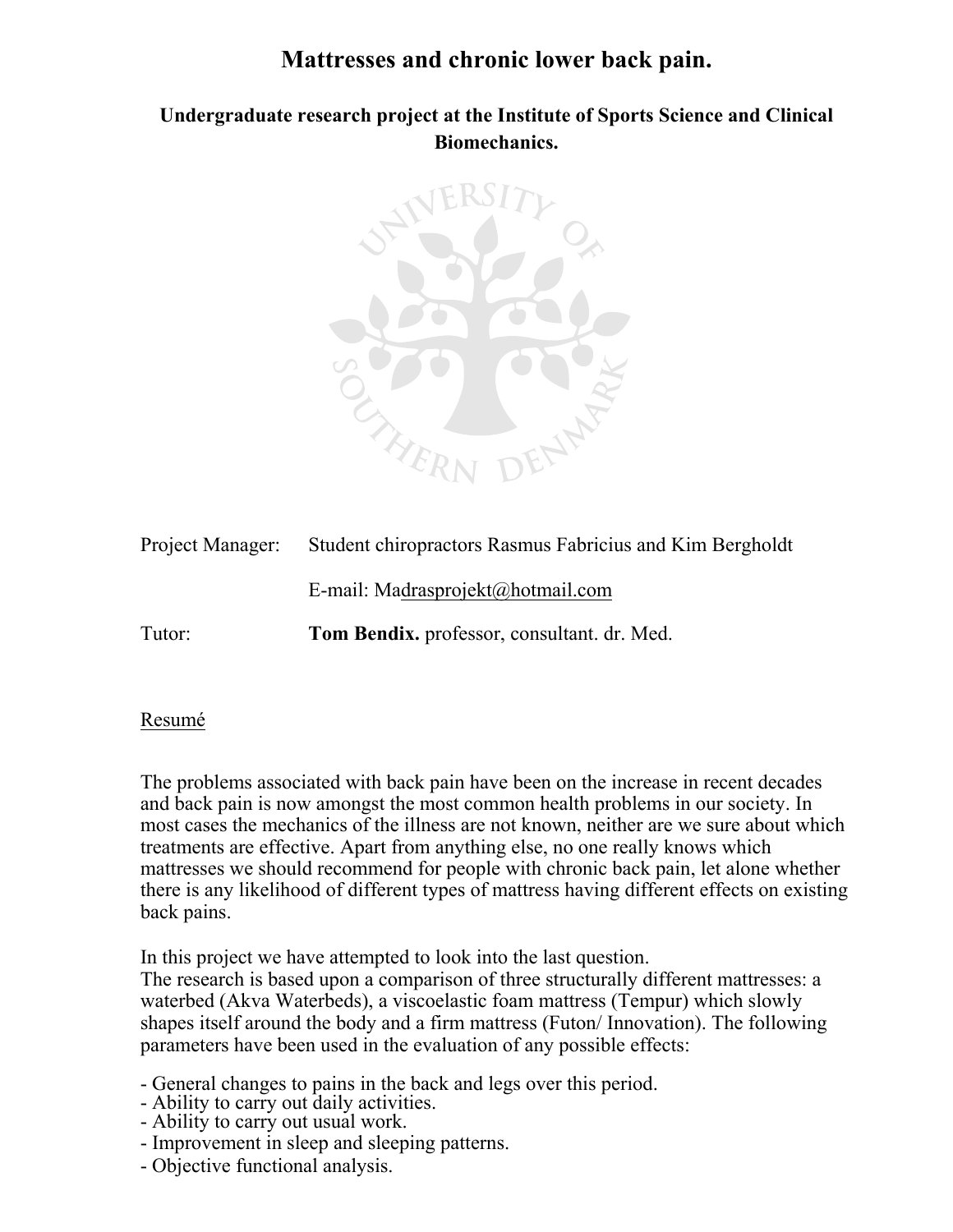# Mattresses and chronic lower back pain.

## Undergraduate research project at the Institute of Sports Science and Clinical Biomechanics.

Project Manager: Student chiropractors Rasmus Fabricius and Kim Bergholdt

E-mail: Madrasprojekt@hotmail.com

Tutor: **Tom Bendix.** professor, consultant. dr. Med.

Resumé

The problems associated with back pain have been on the increase in recent decades and back pain is now amongst the most common health problems in our society. In most cases the mechanics of the illness are not known, neither are we sure about which treatments are effective. Apart from anything else, no one really knows which mattresses we should recommend for people with chronic back pain, let alone whether there is any likelihood of different types of mattress having different effects on existing back pains.

In this project we have attempted to look into the last question.
The research is based upon a comparison of three structurally different mattresses: a waterbed (Akva Waterbeds), a viscoelastic foam mattress (Tempur) which slowly shapes itself around the body and a firm mattress (Futon/ Innovation). The following parameters have been used in the evaluation of any possible effects:

- General changes to pains in the back and legs over this period.
- Ability to carry out daily activities.
- Ability to carry out usual work.
- Improvement in sleep and sleeping patterns.
- Objective functional analysis.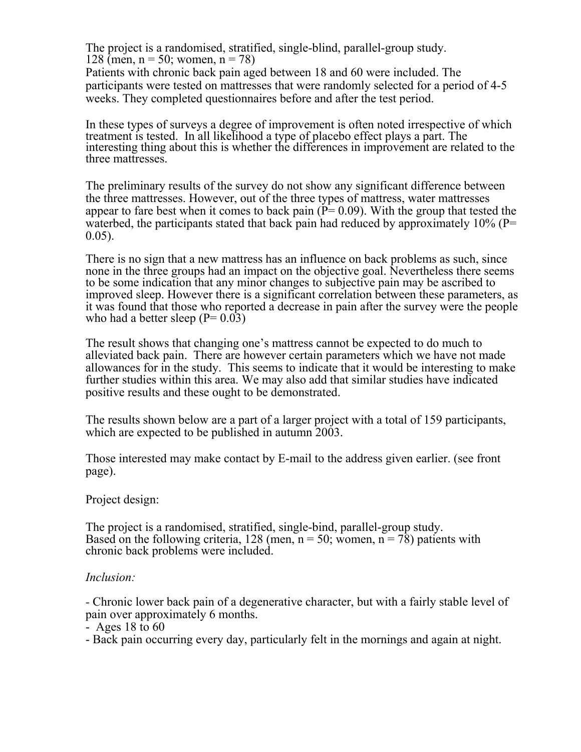The project is a randomised, stratified, single-blind, parallel-group study.
128 (men, n = 50; women, n = 78)
Patients with chronic back pain aged between 18 and 60 were included. The participants were tested on mattresses that were randomly selected for a period of 4-5 weeks. They completed questionnaires before and after the test period.

In these types of surveys a degree of improvement is often noted irrespective of which treatment is tested. In all likelihood a type of placebo effect plays a part. The interesting thing about this is whether the differences in improvement are related to the three mattresses.

The preliminary results of the survey do not show any significant difference between the three mattresses. However, out of the three types of mattress, water mattresses appear to fare best when it comes to back pain ($P = 0.09$). With the group that tested the waterbed, the participants stated that back pain had reduced by approximately 10% ($P = 0.05$).

There is no sign that a new mattress has an influence on back problems as such, since none in the three groups had an impact on the objective goal. Nevertheless there seems to be some indication that any minor changes to subjective pain may be ascribed to improved sleep. However there is a significant correlation between these parameters, as it was found that those who reported a decrease in pain after the survey were the people who had a better sleep ($P = 0.03$)

The result shows that changing one's mattress cannot be expected to do much to alleviated back pain. There are however certain parameters which we have not made allowances for in the study. This seems to indicate that it would be interesting to make further studies within this area. We may also add that similar studies have indicated positive results and these ought to be demonstrated.

The results shown below are a part of a larger project with a total of 159 participants, which are expected to be published in autumn 2003.

Those interested may make contact by E-mail to the address given earlier. (see front page).

Project design:

The project is a randomised, stratified, single-bind, parallel-group study.
Based on the following criteria, 128 (men, n = 50; women, n = 78) patients with chronic back problems were included.

*Inclusion:*

- Chronic lower back pain of a degenerative character, but with a fairly stable level of pain over approximately 6 months.
- Ages 18 to 60
- Back pain occurring every day, particularly felt in the mornings and again at night.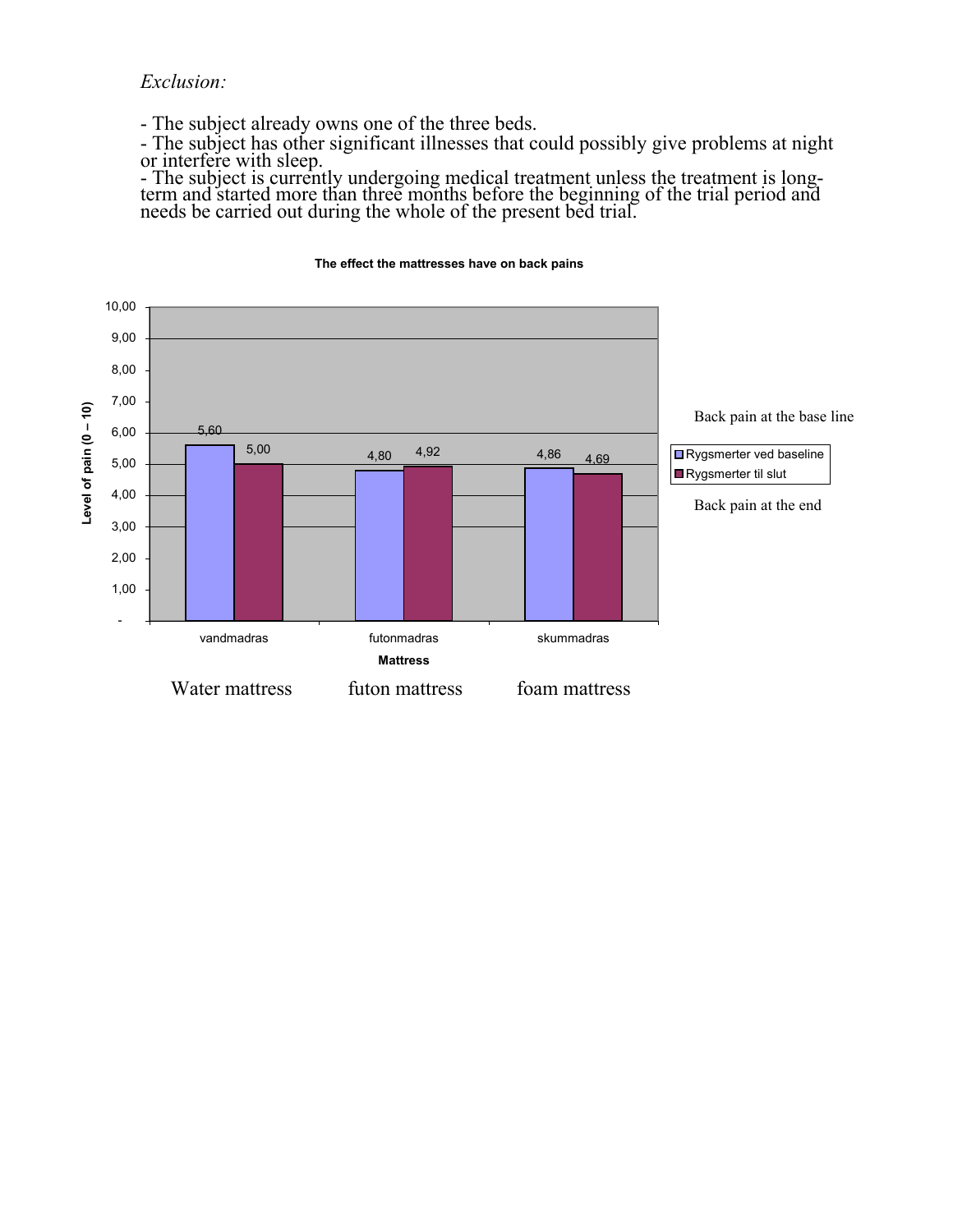*Exclusion:*

- The subject already owns one of the three beds.
- The subject has other significant illnesses that could possibly give problems at night or interfere with sleep.
- The subject is currently undergoing medical treatment unless the treatment is long-term and started more than three months before the beginning of the trial period and needs be carried out during the whole of the present bed trial.

**The effect the mattresses have on back pains**

| Mattress | Rygsmerter ved baseline (Back pain at the base line) | Rygsmerter til slut (Back pain at the end) |
| --- | --- | --- |
| vandmadras (Water mattress) | 5,60 | 5,00 |
| futonmadras (futon mattress) | 4,80 | 4,92 |
| skummadras (foam mattress) | 4,86 | 4,69 |

Level of pain (0 – 10)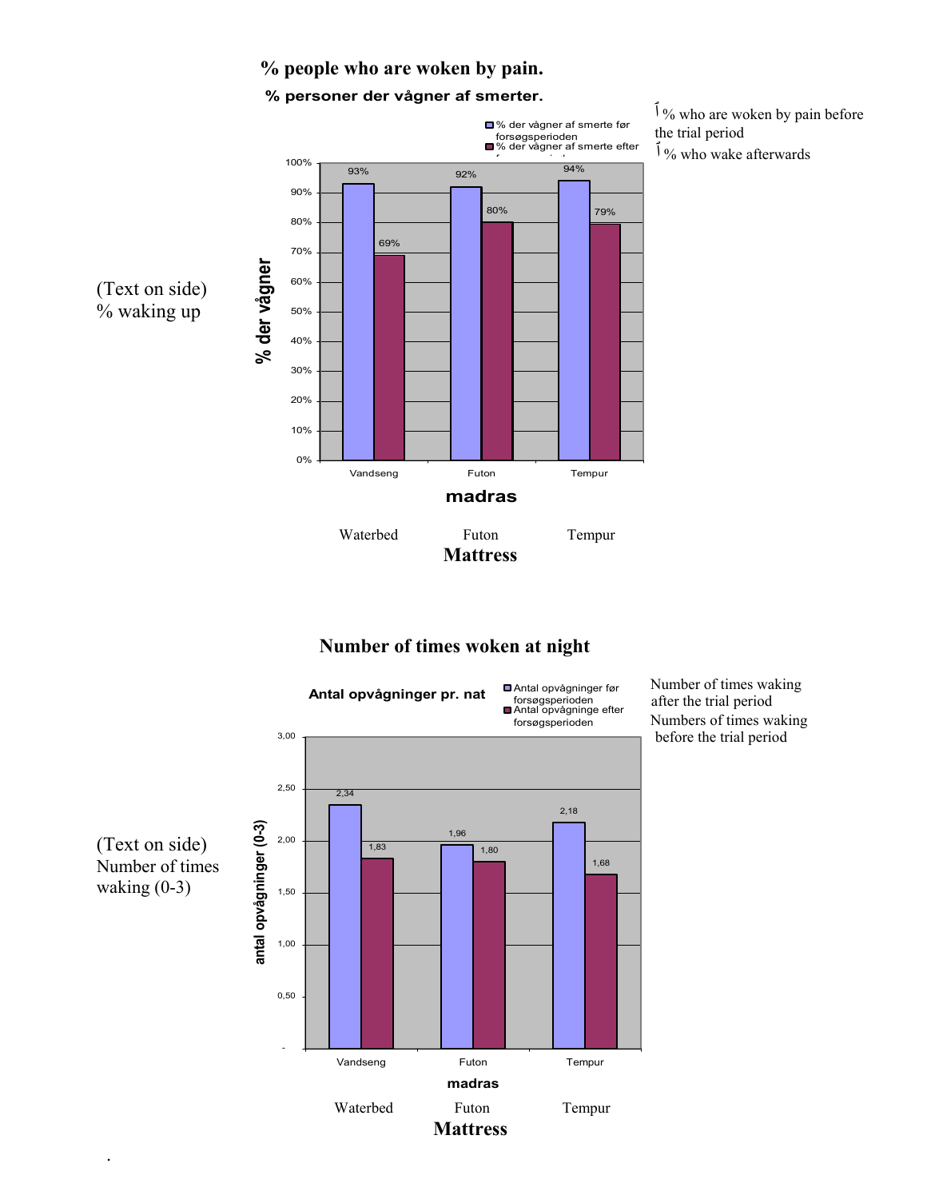**% people who are woken by pain.**

**% personer der vågner af smerter.**

% der vågner af smerte før forsøgsperioden
% der vågner af smerte efter

% who are woken by pain before the trial period
% who wake afterwards

(Text on side)
% waking up

% der vågner

100%
90%
80%
70%
60%
50%
40%
30%
20%
10%
0%

93%
69%
92%
80%
94%
79%

Vandseng
Futon
Tempur

**madras**

Waterbed
Futon
Tempur

**Mattress**

**Number of times woken at night**

**Antal opvågninger pr. nat**

Antal opvågninger før forsøgsperioden
Antal opvågninge efter forsøgsperioden

Number of times waking after the trial period
Numbers of times waking before the trial period

(Text on side)
Number of times waking (0-3)

antal opvågninger (0-3)

3,00
2,50
2,00
1,50
1,00
0,50
-

2,34
1,83
1,96
1,80
2,18
1,68

Vandseng
Futon
Tempur

**madras**

Waterbed
Futon
Tempur

**Mattress**